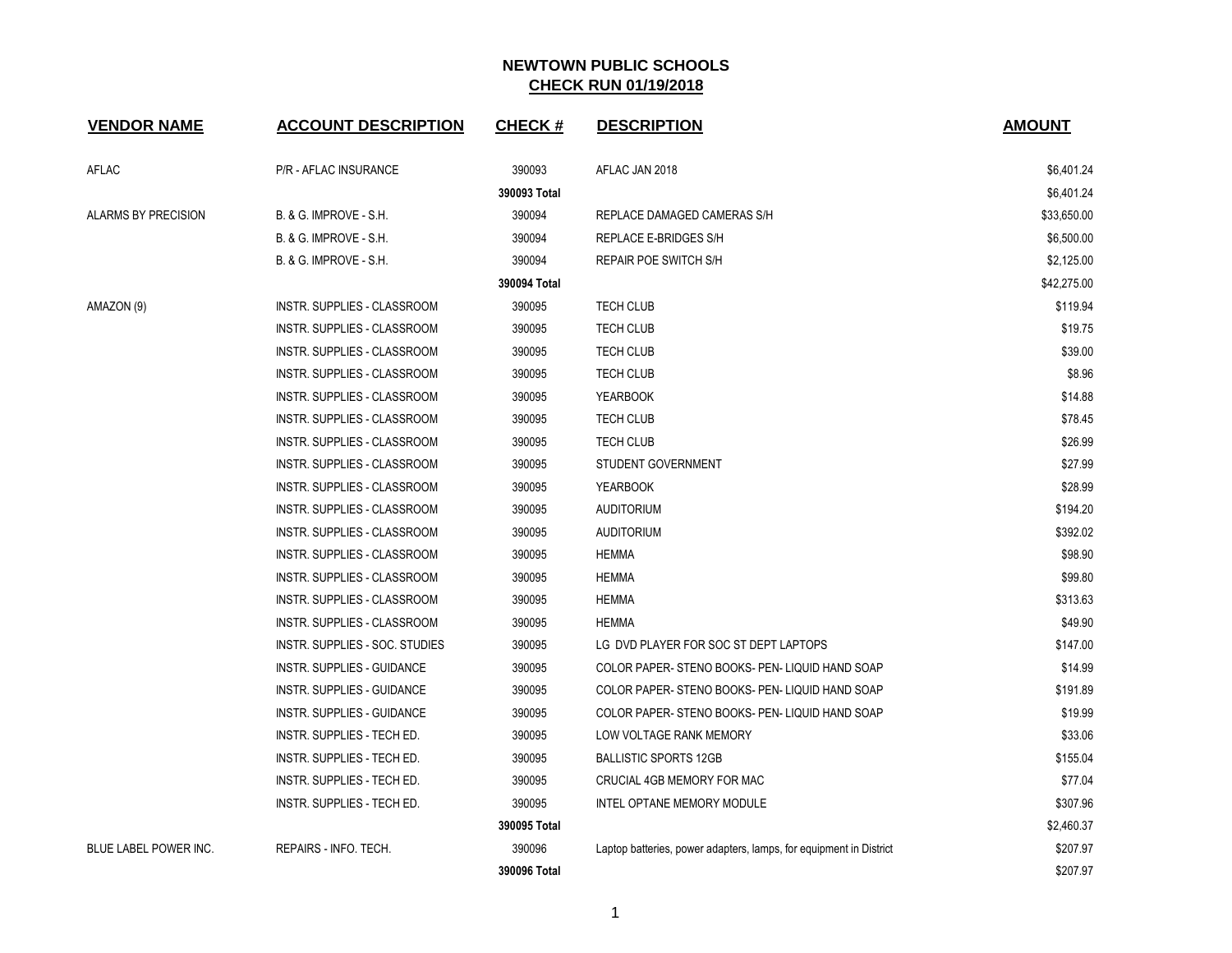# NEWTOWN PUBLIC SCHOOLS

## CHECK RUN 01/19/2018

| VENDOR NAME | ACCOUNT DESCRIPTION | CHECK # | DESCRIPTION | AMOUNT |
|---|---|---|---|---|
| AFLAC | P/R - AFLAC INSURANCE | 390093 | AFLAC JAN 2018 | $6,401.24 |
| | | **390093 Total** | | $6,401.24 |
| ALARMS BY PRECISION | B. & G. IMPROVE - S.H. | 390094 | REPLACE DAMAGED CAMERAS S/H | $33,650.00 |
| | B. & G. IMPROVE - S.H. | 390094 | REPLACE E-BRIDGES S/H | $6,500.00 |
| | B. & G. IMPROVE - S.H. | 390094 | REPAIR POE SWITCH S/H | $2,125.00 |
| | | **390094 Total** | | $42,275.00 |
| AMAZON (9) | INSTR. SUPPLIES - CLASSROOM | 390095 | TECH CLUB | $119.94 |
| | INSTR. SUPPLIES - CLASSROOM | 390095 | TECH CLUB | $19.75 |
| | INSTR. SUPPLIES - CLASSROOM | 390095 | TECH CLUB | $39.00 |
| | INSTR. SUPPLIES - CLASSROOM | 390095 | TECH CLUB | $8.96 |
| | INSTR. SUPPLIES - CLASSROOM | 390095 | YEARBOOK | $14.88 |
| | INSTR. SUPPLIES - CLASSROOM | 390095 | TECH CLUB | $78.45 |
| | INSTR. SUPPLIES - CLASSROOM | 390095 | TECH CLUB | $26.99 |
| | INSTR. SUPPLIES - CLASSROOM | 390095 | STUDENT GOVERNMENT | $27.99 |
| | INSTR. SUPPLIES - CLASSROOM | 390095 | YEARBOOK | $28.99 |
| | INSTR. SUPPLIES - CLASSROOM | 390095 | AUDITORIUM | $194.20 |
| | INSTR. SUPPLIES - CLASSROOM | 390095 | AUDITORIUM | $392.02 |
| | INSTR. SUPPLIES - CLASSROOM | 390095 | HEMMA | $98.90 |
| | INSTR. SUPPLIES - CLASSROOM | 390095 | HEMMA | $99.80 |
| | INSTR. SUPPLIES - CLASSROOM | 390095 | HEMMA | $313.63 |
| | INSTR. SUPPLIES - CLASSROOM | 390095 | HEMMA | $49.90 |
| | INSTR. SUPPLIES - SOC. STUDIES | 390095 | LG DVD PLAYER FOR SOC ST DEPT LAPTOPS | $147.00 |
| | INSTR. SUPPLIES - GUIDANCE | 390095 | COLOR PAPER- STENO BOOKS- PEN- LIQUID HAND SOAP | $14.99 |
| | INSTR. SUPPLIES - GUIDANCE | 390095 | COLOR PAPER- STENO BOOKS- PEN- LIQUID HAND SOAP | $191.89 |
| | INSTR. SUPPLIES - GUIDANCE | 390095 | COLOR PAPER- STENO BOOKS- PEN- LIQUID HAND SOAP | $19.99 |
| | INSTR. SUPPLIES - TECH ED. | 390095 | LOW VOLTAGE RANK MEMORY | $33.06 |
| | INSTR. SUPPLIES - TECH ED. | 390095 | BALLISTIC SPORTS 12GB | $155.04 |
| | INSTR. SUPPLIES - TECH ED. | 390095 | CRUCIAL 4GB MEMORY FOR MAC | $77.04 |
| | INSTR. SUPPLIES - TECH ED. | 390095 | INTEL OPTANE MEMORY MODULE | $307.96 |
| | | **390095 Total** | | $2,460.37 |
| BLUE LABEL POWER INC. | REPAIRS - INFO. TECH. | 390096 | Laptop batteries, power adapters, lamps, for equipment in District | $207.97 |
| | | **390096 Total** | | $207.97 |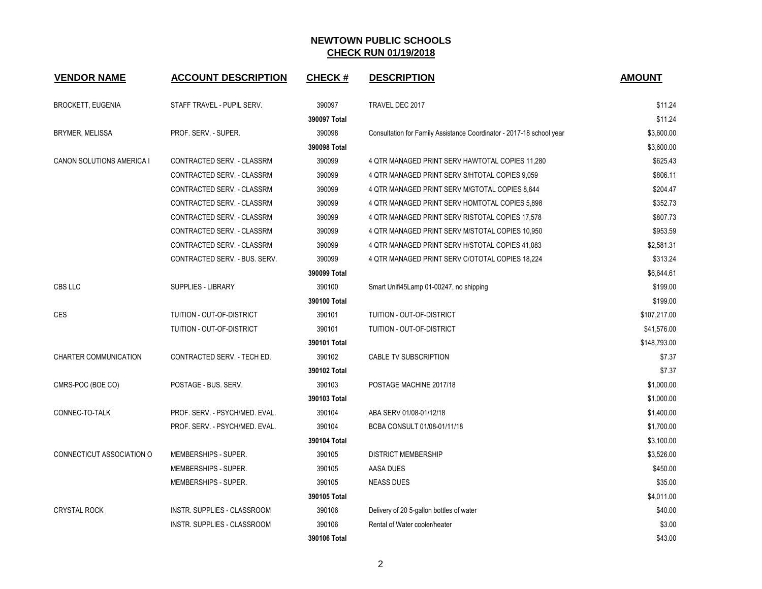# NEWTOWN PUBLIC SCHOOLS

## CHECK RUN 01/19/2018

| VENDOR NAME | ACCOUNT DESCRIPTION | CHECK # | DESCRIPTION | AMOUNT |
|---|---|---|---|---|
| BROCKETT, EUGENIA | STAFF TRAVEL - PUPIL SERV. | 390097 | TRAVEL DEC 2017 | $11.24 |
| | | 390097 Total | | $11.24 |
| BRYMER, MELISSA | PROF. SERV. - SUPER. | 390098 | Consultation for Family Assistance Coordinator - 2017-18 school year | $3,600.00 |
| | | 390098 Total | | $3,600.00 |
| CANON SOLUTIONS AMERICA I | CONTRACTED SERV. - CLASSRM | 390099 | 4 QTR MANAGED PRINT SERV HAWTOTAL COPIES 11,280 | $625.43 |
| | CONTRACTED SERV. - CLASSRM | 390099 | 4 QTR MANAGED PRINT SERV S/HTOTAL COPIES 9,059 | $806.11 |
| | CONTRACTED SERV. - CLASSRM | 390099 | 4 QTR MANAGED PRINT SERV M/GTOTAL COPIES 8,644 | $204.47 |
| | CONTRACTED SERV. - CLASSRM | 390099 | 4 QTR MANAGED PRINT SERV HOMTOTAL COPIES 5,898 | $352.73 |
| | CONTRACTED SERV. - CLASSRM | 390099 | 4 QTR MANAGED PRINT SERV RISTOTAL COPIES 17,578 | $807.73 |
| | CONTRACTED SERV. - CLASSRM | 390099 | 4 QTR MANAGED PRINT SERV M/STOTAL COPIES 10,950 | $953.59 |
| | CONTRACTED SERV. - CLASSRM | 390099 | 4 QTR MANAGED PRINT SERV H/STOTAL COPIES 41,083 | $2,581.31 |
| | CONTRACTED SERV. - BUS. SERV. | 390099 | 4 QTR MANAGED PRINT SERV C/OTOTAL COPIES 18,224 | $313.24 |
| | | 390099 Total | | $6,644.61 |
| CBS LLC | SUPPLIES - LIBRARY | 390100 | Smart Unifi45Lamp 01-00247, no shipping | $199.00 |
| | | 390100 Total | | $199.00 |
| CES | TUITION - OUT-OF-DISTRICT | 390101 | TUITION - OUT-OF-DISTRICT | $107,217.00 |
| | TUITION - OUT-OF-DISTRICT | 390101 | TUITION - OUT-OF-DISTRICT | $41,576.00 |
| | | 390101 Total | | $148,793.00 |
| CHARTER COMMUNICATION | CONTRACTED SERV. - TECH ED. | 390102 | CABLE TV SUBSCRIPTION | $7.37 |
| | | 390102 Total | | $7.37 |
| CMRS-POC (BOE CO) | POSTAGE - BUS. SERV. | 390103 | POSTAGE MACHINE 2017/18 | $1,000.00 |
| | | 390103 Total | | $1,000.00 |
| CONNEC-TO-TALK | PROF. SERV. - PSYCH/MED. EVAL. | 390104 | ABA SERV 01/08-01/12/18 | $1,400.00 |
| | PROF. SERV. - PSYCH/MED. EVAL. | 390104 | BCBA CONSULT 01/08-01/11/18 | $1,700.00 |
| | | 390104 Total | | $3,100.00 |
| CONNECTICUT ASSOCIATION O | MEMBERSHIPS - SUPER. | 390105 | DISTRICT MEMBERSHIP | $3,526.00 |
| | MEMBERSHIPS - SUPER. | 390105 | AASA DUES | $450.00 |
| | MEMBERSHIPS - SUPER. | 390105 | NEASS DUES | $35.00 |
| | | 390105 Total | | $4,011.00 |
| CRYSTAL ROCK | INSTR. SUPPLIES - CLASSROOM | 390106 | Delivery of 20 5-gallon bottles of water | $40.00 |
| | INSTR. SUPPLIES - CLASSROOM | 390106 | Rental of Water cooler/heater | $3.00 |
| | | 390106 Total | | $43.00 |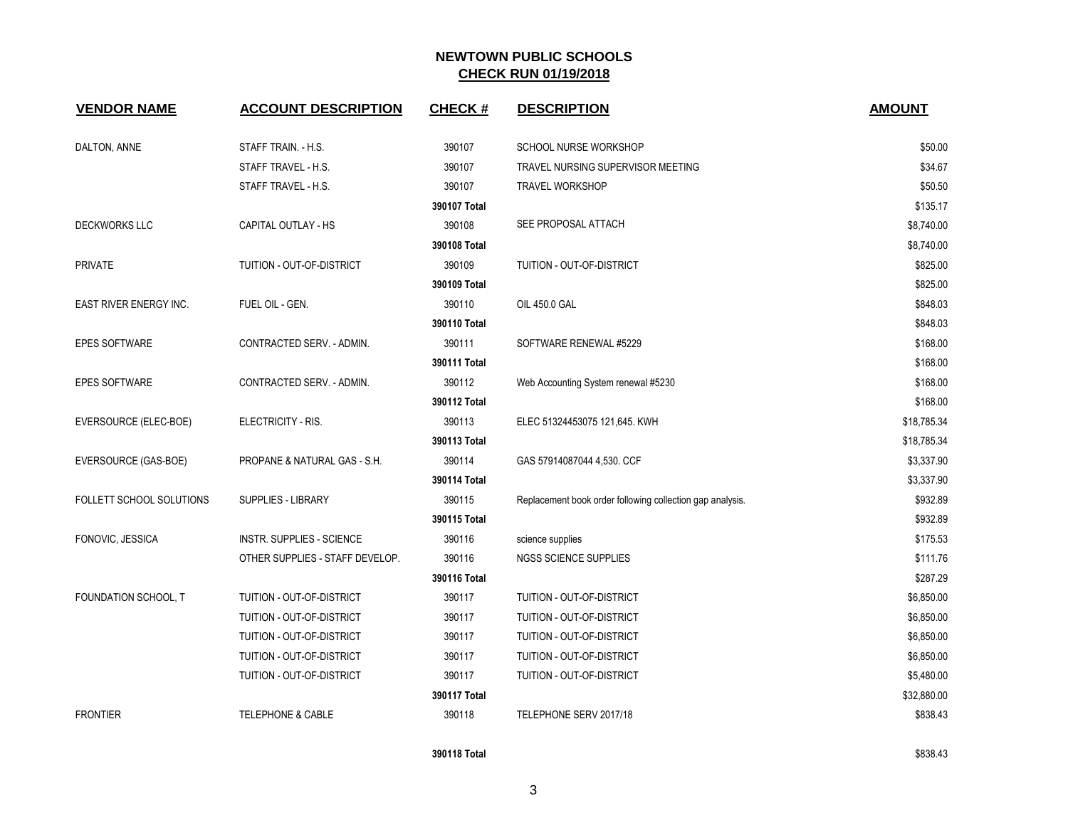# NEWTOWN PUBLIC SCHOOLS

## CHECK RUN 01/19/2018

| VENDOR NAME | ACCOUNT DESCRIPTION | CHECK # | DESCRIPTION | AMOUNT |
|---|---|---|---|---|
| DALTON, ANNE | STAFF TRAIN. - H.S. | 390107 | SCHOOL NURSE WORKSHOP | $50.00 |
| | STAFF TRAVEL - H.S. | 390107 | TRAVEL NURSING SUPERVISOR MEETING | $34.67 |
| | STAFF TRAVEL - H.S. | 390107 | TRAVEL WORKSHOP | $50.50 |
| | | **390107 Total** | | $135.17 |
| DECKWORKS LLC | CAPITAL OUTLAY - HS | 390108 | SEE PROPOSAL ATTACH | $8,740.00 |
| | | **390108 Total** | | $8,740.00 |
| PRIVATE | TUITION - OUT-OF-DISTRICT | 390109 | TUITION - OUT-OF-DISTRICT | $825.00 |
| | | **390109 Total** | | $825.00 |
| EAST RIVER ENERGY INC. | FUEL OIL - GEN. | 390110 | OIL 450.0 GAL | $848.03 |
| | | **390110 Total** | | $848.03 |
| EPES SOFTWARE | CONTRACTED SERV. - ADMIN. | 390111 | SOFTWARE RENEWAL #5229 | $168.00 |
| | | **390111 Total** | | $168.00 |
| EPES SOFTWARE | CONTRACTED SERV. - ADMIN. | 390112 | Web Accounting System renewal #5230 | $168.00 |
| | | **390112 Total** | | $168.00 |
| EVERSOURCE (ELEC-BOE) | ELECTRICITY - RIS. | 390113 | ELEC 51324453075 121,645. KWH | $18,785.34 |
| | | **390113 Total** | | $18,785.34 |
| EVERSOURCE (GAS-BOE) | PROPANE & NATURAL GAS - S.H. | 390114 | GAS 57914087044 4,530. CCF | $3,337.90 |
| | | **390114 Total** | | $3,337.90 |
| FOLLETT SCHOOL SOLUTIONS | SUPPLIES - LIBRARY | 390115 | Replacement book order following collection gap analysis. | $932.89 |
| | | **390115 Total** | | $932.89 |
| FONOVIC, JESSICA | INSTR. SUPPLIES - SCIENCE | 390116 | science supplies | $175.53 |
| | OTHER SUPPLIES - STAFF DEVELOP. | 390116 | NGSS SCIENCE SUPPLIES | $111.76 |
| | | **390116 Total** | | $287.29 |
| FOUNDATION SCHOOL, T | TUITION - OUT-OF-DISTRICT | 390117 | TUITION - OUT-OF-DISTRICT | $6,850.00 |
| | TUITION - OUT-OF-DISTRICT | 390117 | TUITION - OUT-OF-DISTRICT | $6,850.00 |
| | TUITION - OUT-OF-DISTRICT | 390117 | TUITION - OUT-OF-DISTRICT | $6,850.00 |
| | TUITION - OUT-OF-DISTRICT | 390117 | TUITION - OUT-OF-DISTRICT | $6,850.00 |
| | TUITION - OUT-OF-DISTRICT | 390117 | TUITION - OUT-OF-DISTRICT | $5,480.00 |
| | | **390117 Total** | | $32,880.00 |
| FRONTIER | TELEPHONE & CABLE | 390118 | TELEPHONE SERV 2017/18 | $838.43 |
| | | **390118 Total** | | $838.43 |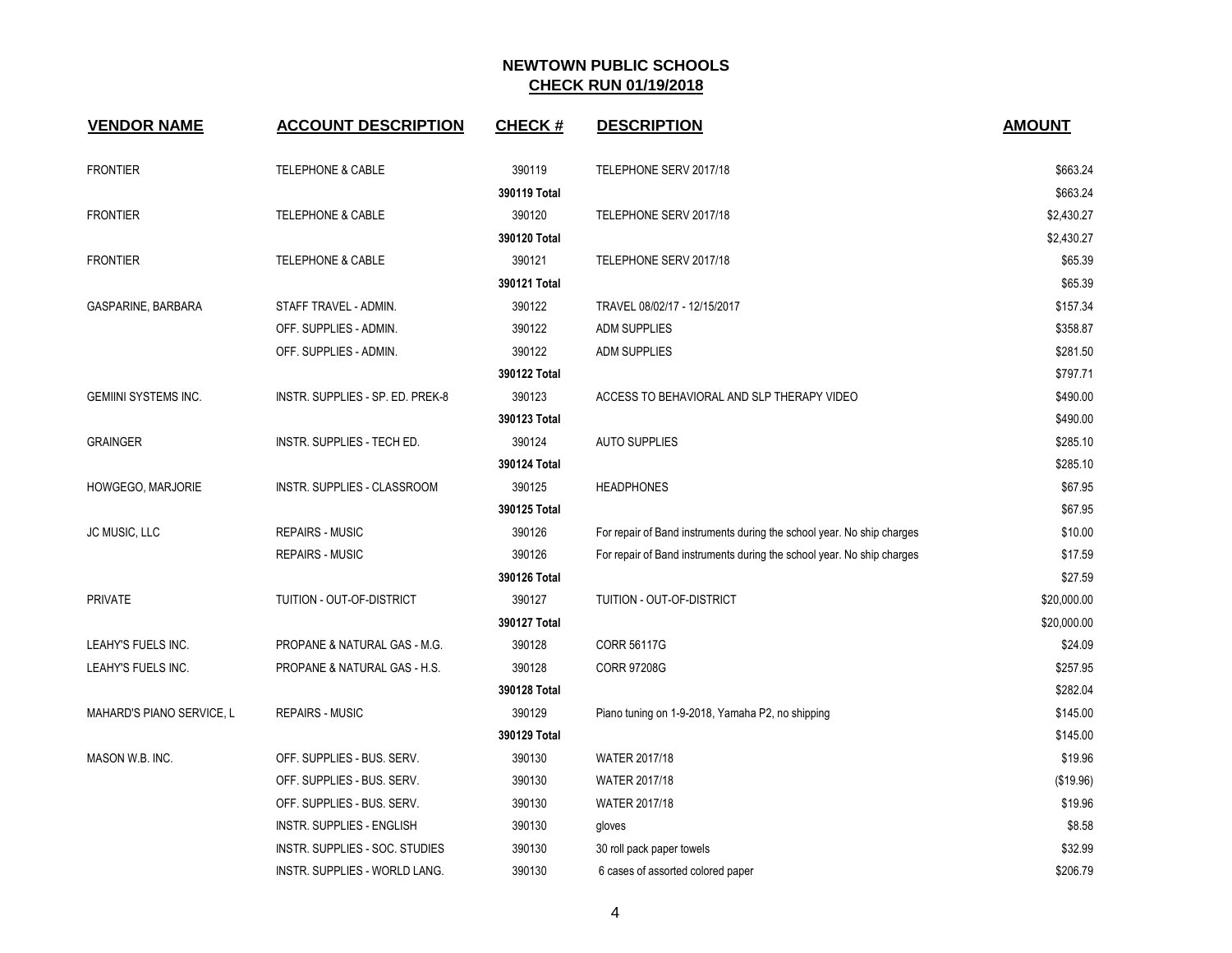# NEWTOWN PUBLIC SCHOOLS
## CHECK RUN 01/19/2018

| VENDOR NAME | ACCOUNT DESCRIPTION | CHECK # | DESCRIPTION | AMOUNT |
|---|---|---|---|---|
| FRONTIER | TELEPHONE & CABLE | 390119 | TELEPHONE SERV 2017/18 | $663.24 |
| | | **390119 Total** | | $663.24 |
| FRONTIER | TELEPHONE & CABLE | 390120 | TELEPHONE SERV 2017/18 | $2,430.27 |
| | | **390120 Total** | | $2,430.27 |
| FRONTIER | TELEPHONE & CABLE | 390121 | TELEPHONE SERV 2017/18 | $65.39 |
| | | **390121 Total** | | $65.39 |
| GASPARINE, BARBARA | STAFF TRAVEL - ADMIN. | 390122 | TRAVEL 08/02/17 - 12/15/2017 | $157.34 |
| | OFF. SUPPLIES - ADMIN. | 390122 | ADM SUPPLIES | $358.87 |
| | OFF. SUPPLIES - ADMIN. | 390122 | ADM SUPPLIES | $281.50 |
| | | **390122 Total** | | $797.71 |
| GEMIINI SYSTEMS INC. | INSTR. SUPPLIES - SP. ED. PREK-8 | 390123 | ACCESS TO BEHAVIORAL AND SLP THERAPY VIDEO | $490.00 |
| | | **390123 Total** | | $490.00 |
| GRAINGER | INSTR. SUPPLIES - TECH ED. | 390124 | AUTO SUPPLIES | $285.10 |
| | | **390124 Total** | | $285.10 |
| HOWGEGO, MARJORIE | INSTR. SUPPLIES - CLASSROOM | 390125 | HEADPHONES | $67.95 |
| | | **390125 Total** | | $67.95 |
| JC MUSIC, LLC | REPAIRS - MUSIC | 390126 | For repair of Band instruments during the school year. No ship charges | $10.00 |
| | REPAIRS - MUSIC | 390126 | For repair of Band instruments during the school year. No ship charges | $17.59 |
| | | **390126 Total** | | $27.59 |
| PRIVATE | TUITION - OUT-OF-DISTRICT | 390127 | TUITION - OUT-OF-DISTRICT | $20,000.00 |
| | | **390127 Total** | | $20,000.00 |
| LEAHY'S FUELS INC. | PROPANE & NATURAL GAS - M.G. | 390128 | CORR 56117G | $24.09 |
| LEAHY'S FUELS INC. | PROPANE & NATURAL GAS - H.S. | 390128 | CORR 97208G | $257.95 |
| | | **390128 Total** | | $282.04 |
| MAHARD'S PIANO SERVICE, L | REPAIRS - MUSIC | 390129 | Piano tuning on 1-9-2018, Yamaha P2, no shipping | $145.00 |
| | | **390129 Total** | | $145.00 |
| MASON W.B. INC. | OFF. SUPPLIES - BUS. SERV. | 390130 | WATER 2017/18 | $19.96 |
| | OFF. SUPPLIES - BUS. SERV. | 390130 | WATER 2017/18 | ($19.96) |
| | OFF. SUPPLIES - BUS. SERV. | 390130 | WATER 2017/18 | $19.96 |
| | INSTR. SUPPLIES - ENGLISH | 390130 | gloves | $8.58 |
| | INSTR. SUPPLIES - SOC. STUDIES | 390130 | 30 roll pack paper towels | $32.99 |
| | INSTR. SUPPLIES - WORLD LANG. | 390130 | 6 cases of assorted colored paper | $206.79 |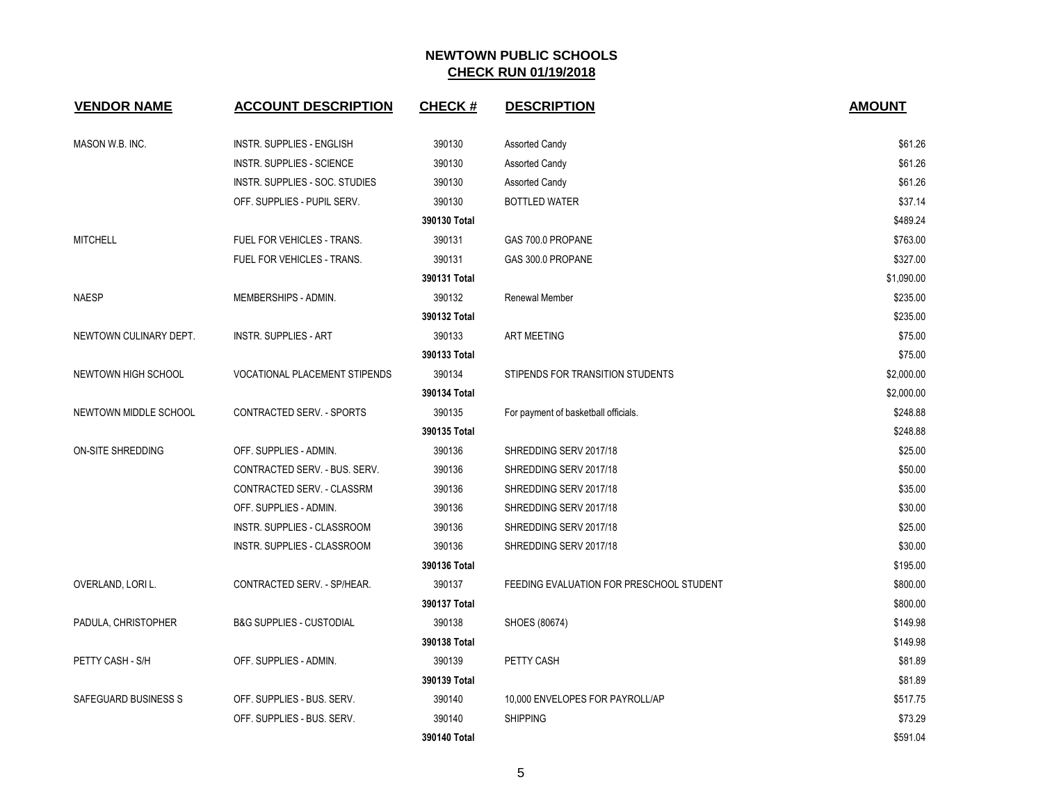# NEWTOWN PUBLIC SCHOOLS

## CHECK RUN 01/19/2018

| VENDOR NAME | ACCOUNT DESCRIPTION | CHECK # | DESCRIPTION | AMOUNT |
|---|---|---|---|---|
| MASON W.B. INC. | INSTR. SUPPLIES - ENGLISH | 390130 | Assorted Candy | $61.26 |
| | INSTR. SUPPLIES - SCIENCE | 390130 | Assorted Candy | $61.26 |
| | INSTR. SUPPLIES - SOC. STUDIES | 390130 | Assorted Candy | $61.26 |
| | OFF. SUPPLIES - PUPIL SERV. | 390130 | BOTTLED WATER | $37.14 |
| | | **390130 Total** | | $489.24 |
| MITCHELL | FUEL FOR VEHICLES - TRANS. | 390131 | GAS 700.0 PROPANE | $763.00 |
| | FUEL FOR VEHICLES - TRANS. | 390131 | GAS 300.0 PROPANE | $327.00 |
| | | **390131 Total** | | $1,090.00 |
| NAESP | MEMBERSHIPS - ADMIN. | 390132 | Renewal Member | $235.00 |
| | | **390132 Total** | | $235.00 |
| NEWTOWN CULINARY DEPT. | INSTR. SUPPLIES - ART | 390133 | ART MEETING | $75.00 |
| | | **390133 Total** | | $75.00 |
| NEWTOWN HIGH SCHOOL | VOCATIONAL PLACEMENT STIPENDS | 390134 | STIPENDS FOR TRANSITION STUDENTS | $2,000.00 |
| | | **390134 Total** | | $2,000.00 |
| NEWTOWN MIDDLE SCHOOL | CONTRACTED SERV. - SPORTS | 390135 | For payment of basketball officials. | $248.88 |
| | | **390135 Total** | | $248.88 |
| ON-SITE SHREDDING | OFF. SUPPLIES - ADMIN. | 390136 | SHREDDING SERV 2017/18 | $25.00 |
| | CONTRACTED SERV. - BUS. SERV. | 390136 | SHREDDING SERV 2017/18 | $50.00 |
| | CONTRACTED SERV. - CLASSRM | 390136 | SHREDDING SERV 2017/18 | $35.00 |
| | OFF. SUPPLIES - ADMIN. | 390136 | SHREDDING SERV 2017/18 | $30.00 |
| | INSTR. SUPPLIES - CLASSROOM | 390136 | SHREDDING SERV 2017/18 | $25.00 |
| | INSTR. SUPPLIES - CLASSROOM | 390136 | SHREDDING SERV 2017/18 | $30.00 |
| | | **390136 Total** | | $195.00 |
| OVERLAND, LORI L. | CONTRACTED SERV. - SP/HEAR. | 390137 | FEEDING EVALUATION FOR PRESCHOOL STUDENT | $800.00 |
| | | **390137 Total** | | $800.00 |
| PADULA, CHRISTOPHER | B&G SUPPLIES - CUSTODIAL | 390138 | SHOES (80674) | $149.98 |
| | | **390138 Total** | | $149.98 |
| PETTY CASH - S/H | OFF. SUPPLIES - ADMIN. | 390139 | PETTY CASH | $81.89 |
| | | **390139 Total** | | $81.89 |
| SAFEGUARD BUSINESS S | OFF. SUPPLIES - BUS. SERV. | 390140 | 10,000 ENVELOPES FOR PAYROLL/AP | $517.75 |
| | OFF. SUPPLIES - BUS. SERV. | 390140 | SHIPPING | $73.29 |
| | | **390140 Total** | | $591.04 |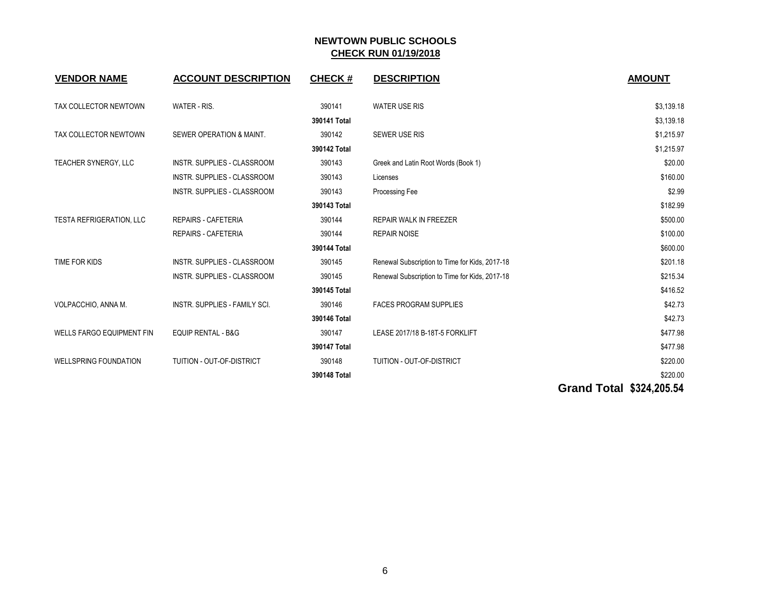## NEWTOWN PUBLIC SCHOOLS

## CHECK RUN 01/19/2018

| VENDOR NAME | ACCOUNT DESCRIPTION | CHECK # | DESCRIPTION | AMOUNT |
|---|---|---|---|---|
| TAX COLLECTOR NEWTOWN | WATER - RIS. | 390141 | WATER USE RIS | $3,139.18 |
| | | **390141 Total** | | $3,139.18 |
| TAX COLLECTOR NEWTOWN | SEWER OPERATION & MAINT. | 390142 | SEWER USE RIS | $1,215.97 |
| | | **390142 Total** | | $1,215.97 |
| TEACHER SYNERGY, LLC | INSTR. SUPPLIES - CLASSROOM | 390143 | Greek and Latin Root Words (Book 1) | $20.00 |
| | INSTR. SUPPLIES - CLASSROOM | 390143 | Licenses | $160.00 |
| | INSTR. SUPPLIES - CLASSROOM | 390143 | Processing Fee | $2.99 |
| | | **390143 Total** | | $182.99 |
| TESTA REFRIGERATION, LLC | REPAIRS - CAFETERIA | 390144 | REPAIR WALK IN FREEZER | $500.00 |
| | REPAIRS - CAFETERIA | 390144 | REPAIR NOISE | $100.00 |
| | | **390144 Total** | | $600.00 |
| TIME FOR KIDS | INSTR. SUPPLIES - CLASSROOM | 390145 | Renewal Subscription to Time for Kids, 2017-18 | $201.18 |
| | INSTR. SUPPLIES - CLASSROOM | 390145 | Renewal Subscription to Time for Kids, 2017-18 | $215.34 |
| | | **390145 Total** | | $416.52 |
| VOLPACCHIO, ANNA M. | INSTR. SUPPLIES - FAMILY SCI. | 390146 | FACES PROGRAM SUPPLIES | $42.73 |
| | | **390146 Total** | | $42.73 |
| WELLS FARGO EQUIPMENT FIN | EQUIP RENTAL - B&G | 390147 | LEASE 2017/18 B-18T-5 FORKLIFT | $477.98 |
| | | **390147 Total** | | $477.98 |
| WELLSPRING FOUNDATION | TUITION - OUT-OF-DISTRICT | 390148 | TUITION - OUT-OF-DISTRICT | $220.00 |
| | | **390148 Total** | | $220.00 |
| | | | **Grand Total** | **$324,205.54** |